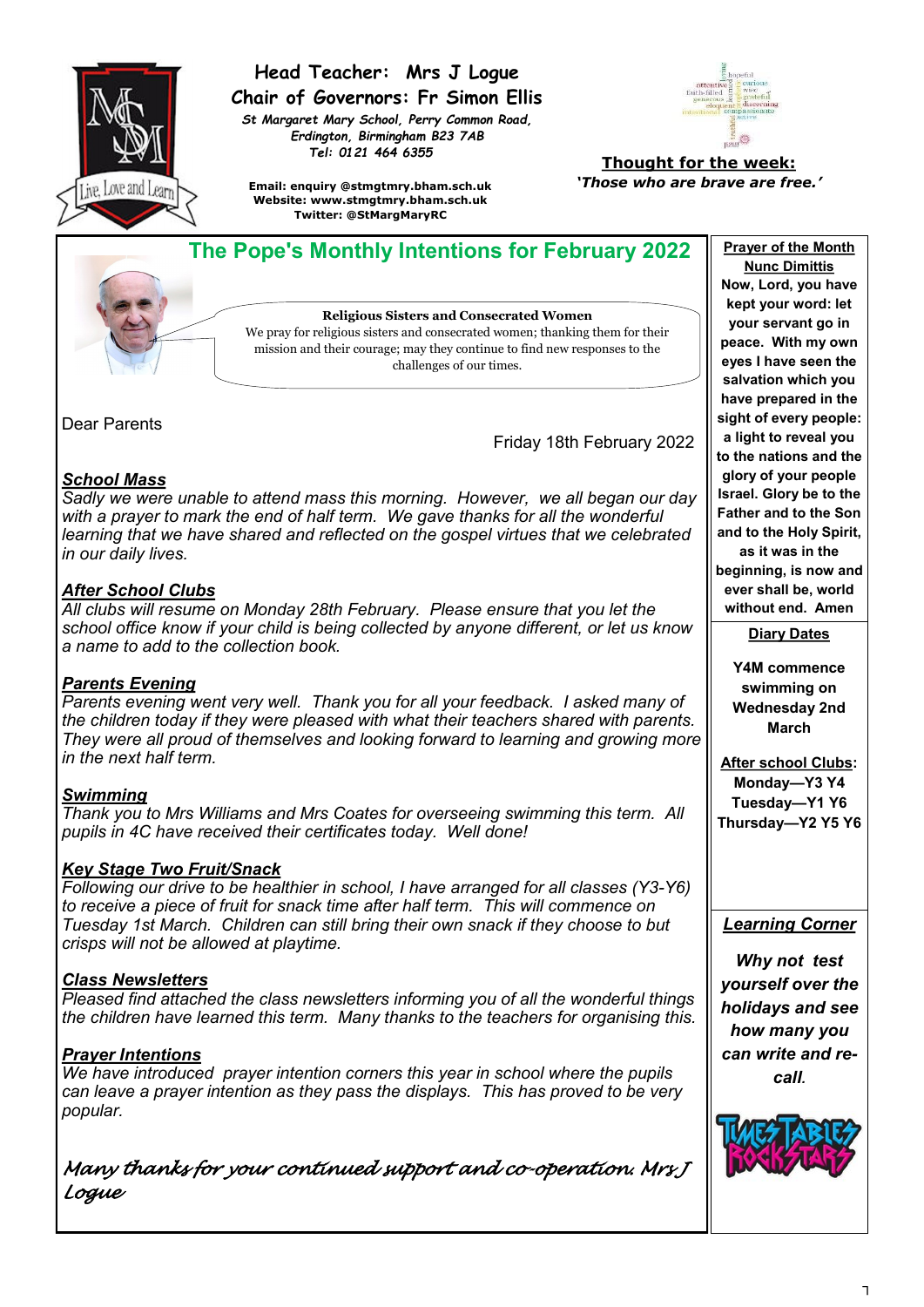**Head Teacher: Mrs J Logue**

**Chair of Governors: Fr Simon Ellis**

*St Margaret Mary School, Perry Common Road, Erdington, Birmingham B23 7AB*

*Tel: 0121 464 6355*

**Email: enquiry @stmgtmry.bham.sch.uk**
**Website: www.stmgtmry.bham.sch.uk**
**Twitter: @StMargMaryRC**

**Thought for the week:**

***'Those who are brave are free.'***

## The Pope's Monthly Intentions for February 2022

**Religious Sisters and Consecrated Women**

We pray for religious sisters and consecrated women; thanking them for their mission and their courage; may they continue to find new responses to the challenges of our times.

Dear Parents

Friday 18th February 2022

### *School Mass*

*Sadly we were unable to attend mass this morning. However, we all began our day with a prayer to mark the end of half term. We gave thanks for all the wonderful learning that we have shared and reflected on the gospel virtues that we celebrated in our daily lives.*

### *After School Clubs*

*All clubs will resume on Monday 28th February. Please ensure that you let the school office know if your child is being collected by anyone different, or let us know a name to add to the collection book.*

### *Parents Evening*

*Parents evening went very well. Thank you for all your feedback. I asked many of the children today if they were pleased with what their teachers shared with parents. They were all proud of themselves and looking forward to learning and growing more in the next half term.*

### *Swimming*

*Thank you to Mrs Williams and Mrs Coates for overseeing swimming this term. All pupils in 4C have received their certificates today. Well done!*

### *Key Stage Two Fruit/Snack*

*Following our drive to be healthier in school, I have arranged for all classes (Y3-Y6) to receive a piece of fruit for snack time after half term. This will commence on Tuesday 1st March. Children can still bring their own snack if they choose to but crisps will not be allowed at playtime.*

### *Class Newsletters*

*Pleased find attached the class newsletters informing you of all the wonderful things the children have learned this term. Many thanks to the teachers for organising this.*

### *Prayer Intentions*

*We have introduced prayer intention corners this year in school where the pupils can leave a prayer intention as they pass the displays. This has proved to be very popular.*

*Many thanks for your continued support and co-operation. Mrs J Logue*

---

**Prayer of the Month**

**Nunc Dimittis**

**Now, Lord, you have kept your word: let your servant go in peace. With my own eyes I have seen the salvation which you have prepared in the sight of every people: a light to reveal you to the nations and the glory of your people Israel. Glory be to the Father and to the Son and to the Holy Spirit, as it was in the beginning, is now and ever shall be, world without end. Amen**

**Diary Dates**

**Y4M commence swimming on Wednesday 2nd March**

**After school Clubs:**
**Monday—Y3 Y4**
**Tuesday—Y1 Y6**
**Thursday—Y2 Y5 Y6**

***Learning Corner***

***Why not test yourself over the holidays and see how many you can write and re-call.***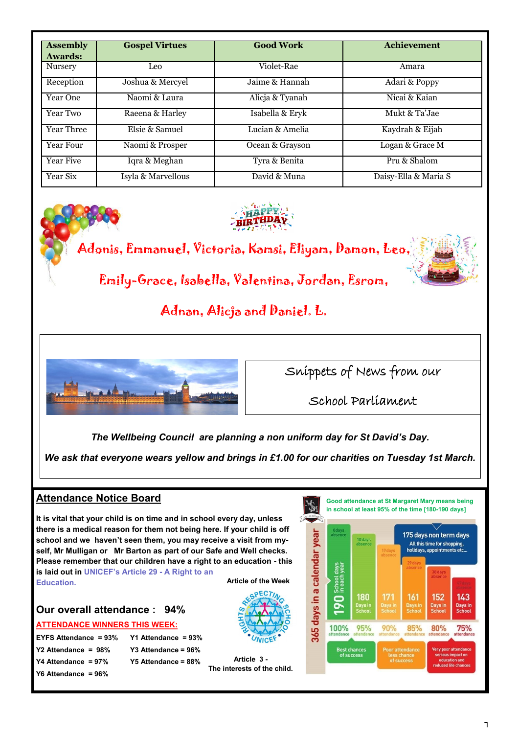| Assembly Awards: | Gospel Virtues | Good Work | Achievement |
|---|---|---|---|
| Nursery | Leo | Violet-Rae | Amara |
| Reception | Joshua & Mercyel | Jaime & Hannah | Adari & Poppy |
| Year One | Naomi & Laura | Alicja & Tyanah | Nicai & Kaian |
| Year Two | Raeena & Harley | Isabella & Eryk | Mukt & Ta'Jae |
| Year Three | Elsie & Samuel | Lucian & Amelia | Kaydrah & Eijah |
| Year Four | Naomi & Prosper | Ocean & Grayson | Logan & Grace M |
| Year Five | Iqra & Meghan | Tyra & Benita | Pru & Shalom |
| Year Six | Isyla & Marvellous | David & Muna | Daisy-Ella & Maria S |

HAPPY BIRTHDAY

Adonis, Emmanuel, Victoria, Kamsi, Eliyam, Damon, Leo,

Emily-Grace, Isabella, Valentina, Jordan, Esrom,

Adnan, Alicja and Daniel. L.

## Snippets of News from our School Parliament

***The Wellbeing Council are planning a non uniform day for St David's Day.***

***We ask that everyone wears yellow and brings in £1.00 for our charities on Tuesday 1st March.***

## Attendance Notice Board

**It is vital that your child is on time and in school every day, unless there is a medical reason for them not being here. If your child is off school and we haven't seen them, you may receive a visit from myself, Mr Mulligan or Mr Barton as part of our Safe and Well checks. Please remember that our children have a right to an education - this is laid out in UNICEF's Article 29 - A Right to an Education.**

**Article of the Week**

RIGHTS RESPECTING SCHOOL UNICEF

**Article 3 - The interests of the child.**

### Our overall attendance : 94%

**ATTENDANCE WINNERS THIS WEEK:**

| | |
|---|---|
| **EYFS Attendance = 93%** | **Y1 Attendance = 93%** |
| **Y2 Attendance = 98%** | **Y3 Attendance = 96%** |
| **Y4 Attendance = 97%** | **Y5 Attendance = 88%** |
| **Y6 Attendance = 96%** | |

**Good attendance at St Margaret Mary means being in school at least 95% of the time [180-190 days]**

365 days in a calendar year

175 days non term days
All this time for shopping, holidays, appointments etc...

190 School days in each year

0 days absence
10 days absence
19 days absence
29 days absence
38 days absence
47 days absence

180 Days in School
171 Days in School
161 Days in School
152 Days in School
143 Days in School

100% attendance
95% attendance
90% attendance
85% attendance
80% attendance
75% attendance

Best chances of success
Poor attendance less chance of success
Very poor attendance serious impact on education and reduced life chances